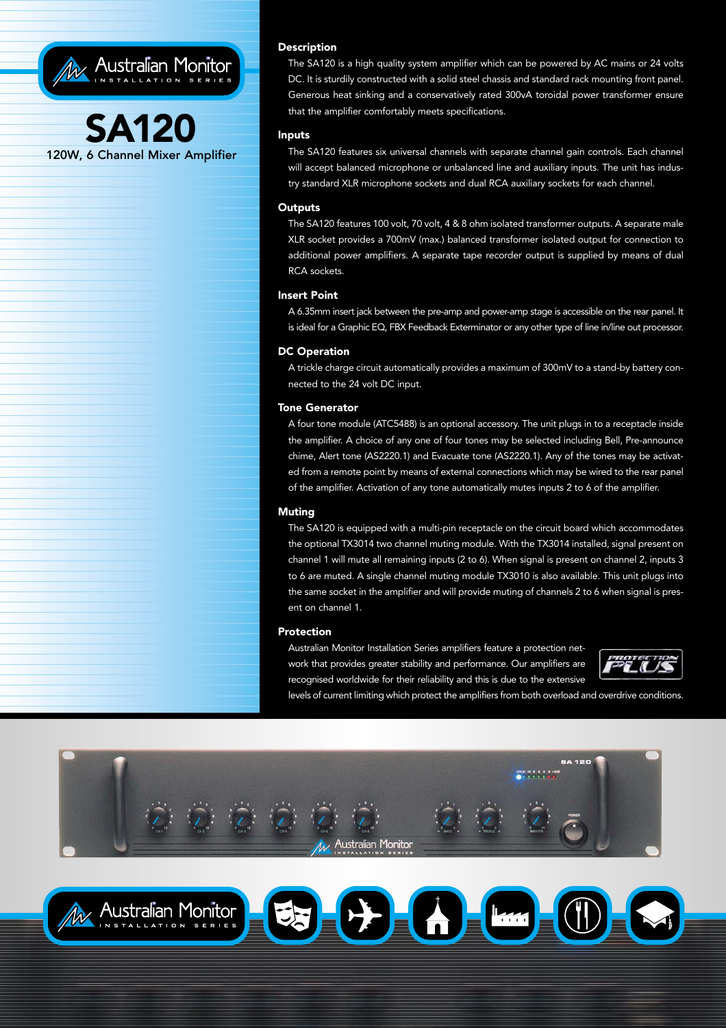Australian Monitor
INSTALLATION SERIES

# SA120

## 120W, 6 Channel Mixer Amplifier

### Description

The SA120 is a high quality system amplifier which can be powered by AC mains or 24 volts DC. It is sturdily constructed with a solid steel chassis and standard rack mounting front panel. Generous heat sinking and a conservatively rated 300vA toroidal power transformer ensure that the amplifier comfortably meets specifications.

### Inputs

The SA120 features six universal channels with separate channel gain controls. Each channel will accept balanced microphone or unbalanced line and auxiliary inputs. The unit has industry standard XLR microphone sockets and dual RCA auxiliary sockets for each channel.

### Outputs

The SA120 features 100 volt, 70 volt, 4 & 8 ohm isolated transformer outputs. A separate male XLR socket provides a 700mV (max.) balanced transformer isolated output for connection to additional power amplifiers. A separate tape recorder output is supplied by means of dual RCA sockets.

### Insert Point

A 6.35mm insert jack between the pre-amp and power-amp stage is accessible on the rear panel. It is ideal for a Graphic EQ, FBX Feedback Exterminator or any other type of line in/line out processor.

### DC Operation

A trickle charge circuit automatically provides a maximum of 300mV to a stand-by battery connected to the 24 volt DC input.

### Tone Generator

A four tone module (ATC5488) is an optional accessory. The unit plugs in to a receptacle inside the amplifier. A choice of any one of four tones may be selected including Bell, Pre-announce chime, Alert tone (AS2220.1) and Evacuate tone (AS2220.1). Any of the tones may be activated from a remote point by means of external connections which may be wired to the rear panel of the amplifier. Activation of any tone automatically mutes inputs 2 to 6 of the amplifier.

### Muting

The SA120 is equipped with a multi-pin receptacle on the circuit board which accommodates the optional TX3014 two channel muting module. With the TX3014 installed, signal present on channel 1 will mute all remaining inputs (2 to 6). When signal is present on channel 2, inputs 3 to 6 are muted. A single channel muting module TX3010 is also available. This unit plugs into the same socket in the amplifier and will provide muting of channels 2 to 6 when signal is present on channel 1.

### Protection

Australian Monitor Installation Series amplifiers feature a protection network that provides greater stability and performance. Our amplifiers are recognised worldwide for their reliability and this is due to the extensive levels of current limiting which protect the amplifiers from both overload and overdrive conditions.

PROTECTION PLUS

Australian Monitor
INSTALLATION SERIES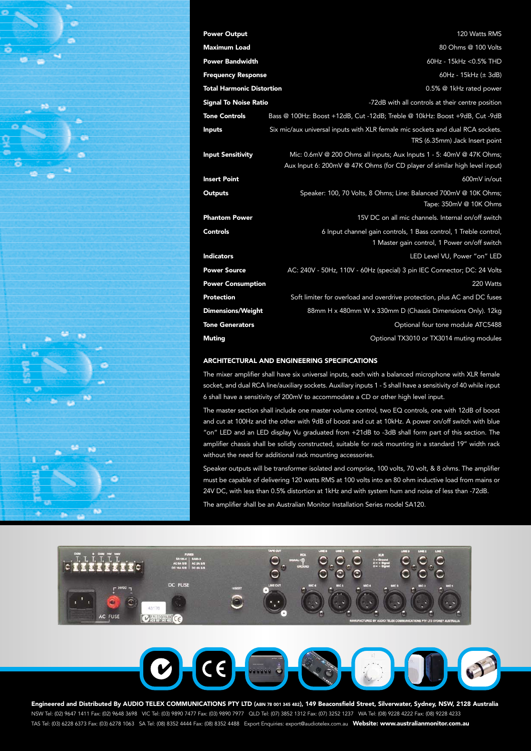| | |
|---|---|
| **Power Output** | 120 Watts RMS |
| **Maximum Load** | 80 Ohms @ 100 Volts |
| **Power Bandwidth** | 60Hz - 15kHz <0.5% THD |
| **Frequency Response** | 60Hz - 15kHz (± 3dB) |
| **Total Harmonic Distortion** | 0.5% @ 1kHz rated power |
| **Signal To Noise Ratio** | -72dB with all controls at their centre position |
| **Tone Controls** | Bass @ 100Hz: Boost +12dB, Cut -12dB; Treble @ 10kHz: Boost +9dB, Cut -9dB |
| **Inputs** | Six mic/aux universal inputs with XLR female mic sockets and dual RCA sockets. TRS (6.35mm) Jack Insert point |
| **Input Sensitivity** | Mic: 0.6mV @ 200 Ohms all inputs; Aux Inputs 1 - 5: 40mV @ 47K Ohms; Aux Input 6: 200mV @ 47K Ohms (for CD player of similar high level input) |
| **Insert Point** | 600mV in/out |
| **Outputs** | Speaker: 100, 70 Volts, 8 Ohms; Line: Balanced 700mV @ 10K Ohms; Tape: 350mV @ 10K Ohms |
| **Phantom Power** | 15V DC on all mic channels. Internal on/off switch |
| **Controls** | 6 Input channel gain controls, 1 Bass control, 1 Treble control, 1 Master gain control, 1 Power on/off switch |
| **Indicators** | LED Level VU, Power "on" LED |
| **Power Source** | AC: 240V - 50Hz, 110V - 60Hz (special) 3 pin IEC Connector; DC: 24 Volts |
| **Power Consumption** | 220 Watts |
| **Protection** | Soft limiter for overload and overdrive protection, plus AC and DC fuses |
| **Dimensions/Weight** | 88mm H x 480mm W x 330mm D (Chassis Dimensions Only). 12kg |
| **Tone Generators** | Optional four tone module ATC5488 |
| **Muting** | Optional TX3010 or TX3014 muting modules |

## ARCHITECTURAL AND ENGINEERING SPECIFICATIONS

The mixer amplifier shall have six universal inputs, each with a balanced microphone with XLR female socket, and dual RCA line/auxiliary sockets. Auxiliary inputs 1 - 5 shall have a sensitivity of 40 while input 6 shall have a sensitivity of 200mV to accommodate a CD or other high level input.

The master section shall include one master volume control, two EQ controls, one with 12dB of boost and cut at 100Hz and the other with 9dB of boost and cut at 10kHz. A power on/off switch with blue "on" LED and an LED display Vu graduated from +21dB to -3dB shall form part of this section. The amplifier chassis shall be solidly constructed, suitable for rack mounting in a standard 19" width rack without the need for additional rack mounting accessories.

Speaker outputs will be transformer isolated and comprise, 100 volts, 70 volt, & 8 ohms. The amplifier must be capable of delivering 120 watts RMS at 100 volts into an 80 ohm inductive load from mains or 24V DC, with less than 0.5% distortion at 1kHz and with system hum and noise of less than -72dB.

The amplifier shall be an Australian Monitor Installation Series model SA120.

**Engineered and Distributed By AUDIO TELEX COMMUNICATIONS PTY LTD (ABN 78 001 345 482), 149 Beaconsfield Street, Silverwater, Sydney, NSW, 2128 Australia**

NSW Tel: (02) 9647 1411 Fax: (02) 9648 3698 VIC Tel: (03) 9890 7477 Fax: (03) 9890 7977 QLD Tel: (07) 3852 1312 Fax: (07) 3252 1237 WA Tel: (08) 9228 4222 Fax: (08) 9228 4233
TAS Tel: (03) 6228 6373 Fax: (03) 6278 1063 SA Tel: (08) 8352 4444 Fax: (08) 8352 4488 Export Enquiries: export@audiotelex.com.au **Website: www.australianmonitor.com.au**